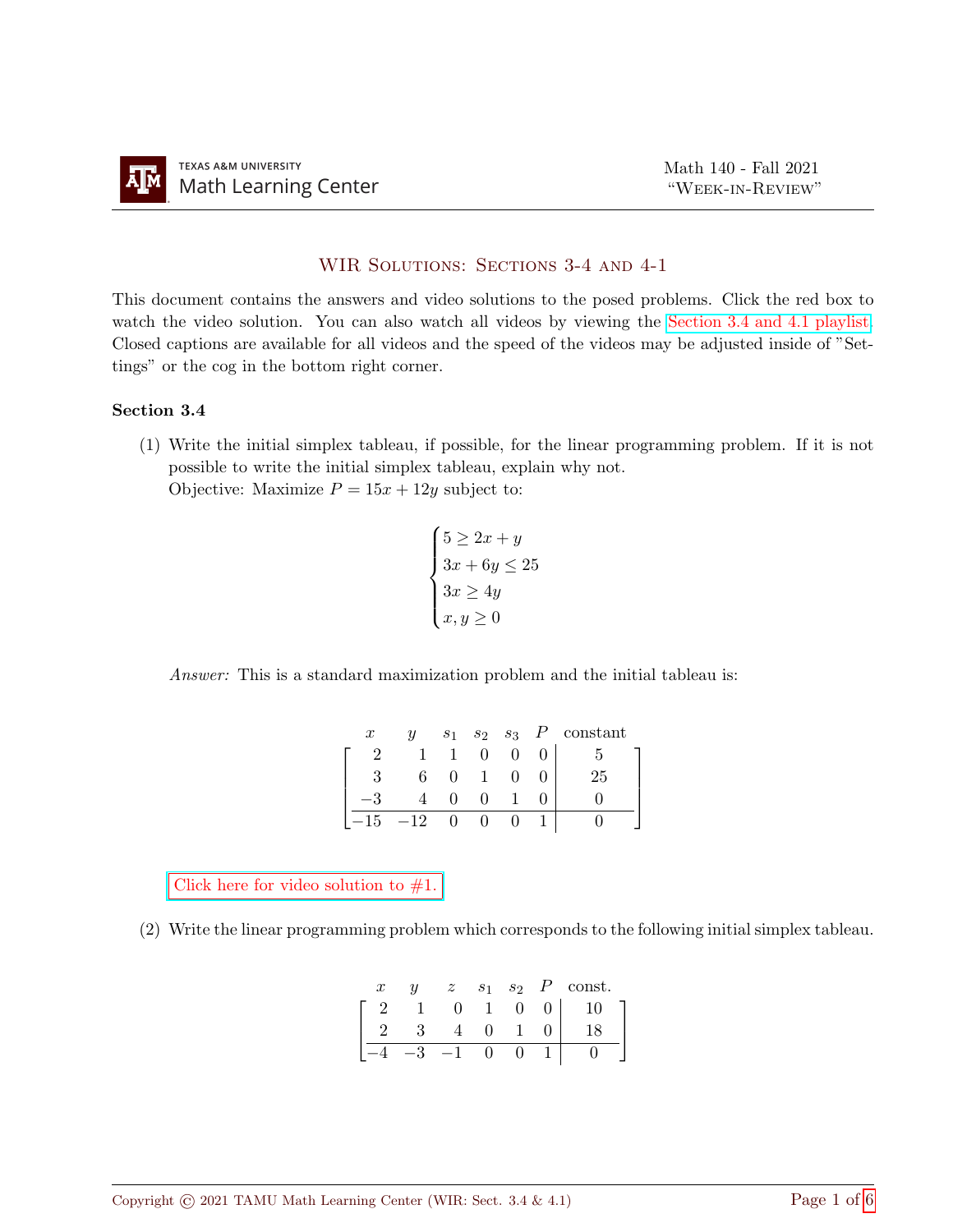# WIR Solutions: Sections 3-4 and 4-1

This document contains the answers and video solutions to the posed problems. Click the red box to watch the video solution. You can also watch all videos by viewing the Section 3.4 and 4.1 playlist. Closed captions are available for all videos and the speed of the videos may be adjusted inside of "Settings" or the cog in the bottom right corner.

## Section 3.4

(1) Write the initial simplex tableau, if possible, for the linear programming problem. If it is not possible to write the initial simplex tableau, explain why not.
Objective: Maximize $P = 15x + 12y$ subject to:

$$\begin{cases} 5 \geq 2x + y \\ 3x + 6y \leq 25 \\ 3x \geq 4y \\ x, y \geq 0 \end{cases}$$

*Answer:* This is a standard maximization problem and the initial tableau is:

$$\begin{array}{cccccc|c} x & y & s_1 & s_2 & s_3 & P & \text{constant} \\ 2 & 1 & 1 & 0 & 0 & 0 & 5 \\ 3 & 6 & 0 & 1 & 0 & 0 & 25 \\ -3 & 4 & 0 & 0 & 1 & 0 & 0 \\ \hline -15 & -12 & 0 & 0 & 0 & 1 & 0 \end{array}$$

Click here for video solution to #1.

(2) Write the linear programming problem which corresponds to the following initial simplex tableau.

$$\begin{array}{cccccc|c} x & y & z & s_1 & s_2 & P & \text{const.} \\ 2 & 1 & 0 & 1 & 0 & 0 & 10 \\ 2 & 3 & 4 & 0 & 1 & 0 & 18 \\ \hline -4 & -3 & -1 & 0 & 0 & 1 & 0 \end{array}$$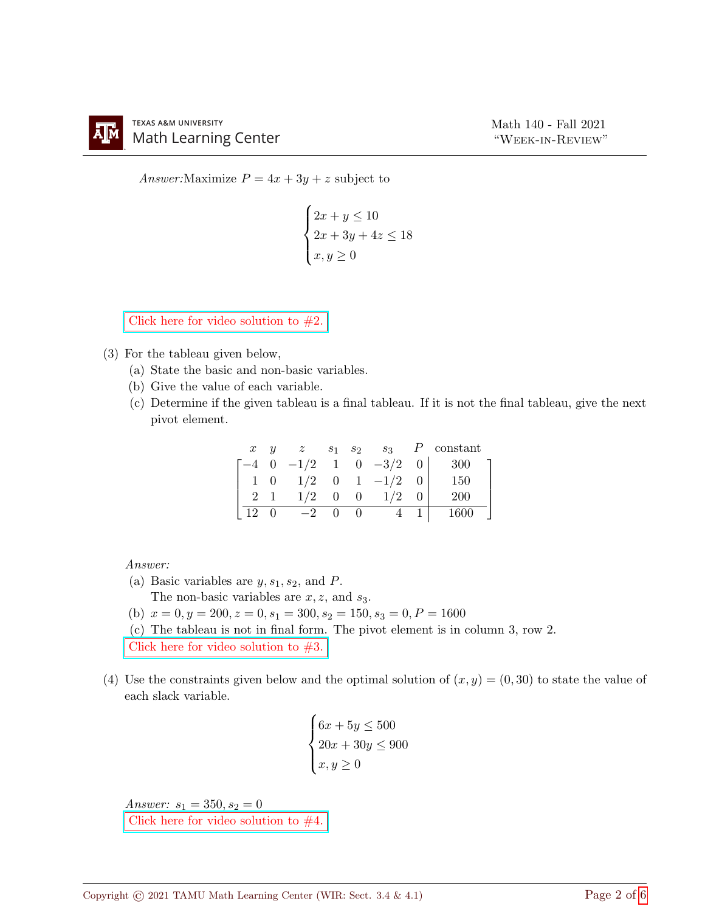*Answer:* Maximize $P = 4x + 3y + z$ subject to

$$\begin{cases} 2x + y \leq 10 \\ 2x + 3y + 4z \leq 18 \\ x, y \geq 0 \end{cases}$$

Click here for video solution to #2.

(3) For the tableau given below,
  (a) State the basic and non-basic variables.
  (b) Give the value of each variable.
  (c) Determine if the given tableau is a final tableau. If it is not the final tableau, give the next pivot element.

| $x$ | $y$ | $z$ | $s_1$ | $s_2$ | $s_3$ | $P$ | constant |
|---|---|---|---|---|---|---|---|
| $-4$ | 0 | $-1/2$ | 1 | 0 | $-3/2$ | 0 | 300 |
| 1 | 0 | $1/2$ | 0 | 1 | $-1/2$ | 0 | 150 |
| 2 | 1 | $1/2$ | 0 | 0 | $1/2$ | 0 | 200 |
| 12 | 0 | $-2$ | 0 | 0 | 4 | 1 | 1600 |

*Answer:*
  (a) Basic variables are $y, s_1, s_2$, and $P$.
  The non-basic variables are $x, z$, and $s_3$.
  (b) $x = 0, y = 200, z = 0, s_1 = 300, s_2 = 150, s_3 = 0, P = 1600$
  (c) The tableau is not in final form. The pivot element is in column 3, row 2.

Click here for video solution to #3.

(4) Use the constraints given below and the optimal solution of $(x, y) = (0, 30)$ to state the value of each slack variable.

$$\begin{cases} 6x + 5y \leq 500 \\ 20x + 30y \leq 900 \\ x, y \geq 0 \end{cases}$$

*Answer:* $s_1 = 350, s_2 = 0$

Click here for video solution to #4.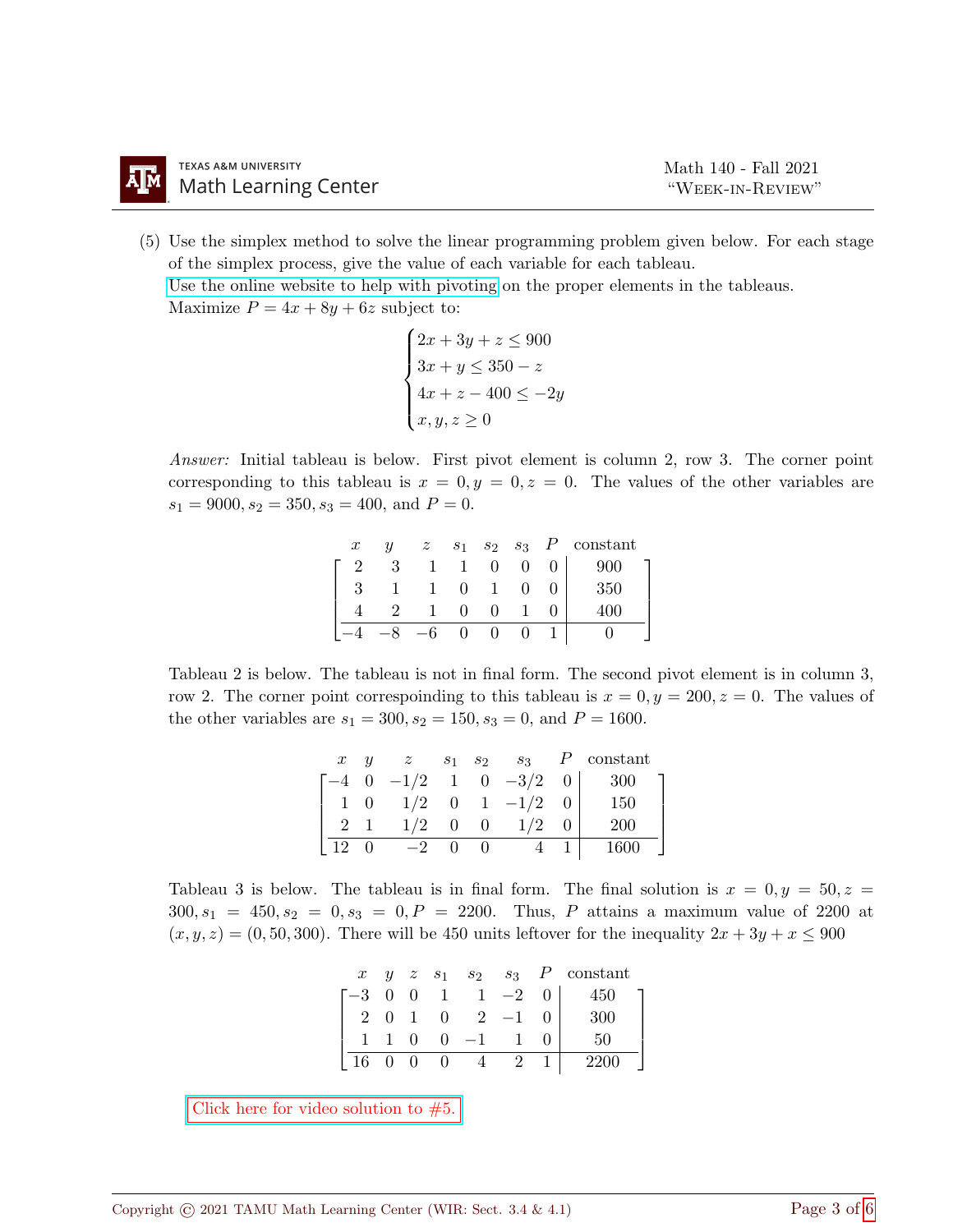(5) Use the simplex method to solve the linear programming problem given below. For each stage of the simplex process, give the value of each variable for each tableau.
Use the online website to help with pivoting on the proper elements in the tableaus.
Maximize $P = 4x + 8y + 6z$ subject to:

$$\begin{cases} 2x + 3y + z \leq 900 \\ 3x + y \leq 350 - z \\ 4x + z - 400 \leq -2y \\ x, y, z \geq 0 \end{cases}$$

*Answer:* Initial tableau is below. First pivot element is column 2, row 3. The corner point corresponding to this tableau is $x = 0, y = 0, z = 0$. The values of the other variables are $s_1 = 9000, s_2 = 350, s_3 = 400$, and $P = 0$.

| $x$ | $y$ | $z$ | $s_1$ | $s_2$ | $s_3$ | $P$ | constant |
|---|---|---|---|---|---|---|---|
| 2 | 3 | 1 | 1 | 0 | 0 | 0 | 900 |
| 3 | 1 | 1 | 0 | 1 | 0 | 0 | 350 |
| 4 | 2 | 1 | 0 | 0 | 1 | 0 | 400 |
| −4 | −8 | −6 | 0 | 0 | 0 | 1 | 0 |

Tableau 2 is below. The tableau is not in final form. The second pivot element is in column 3, row 2. The corner point correspoinding to this tableau is $x = 0, y = 200, z = 0$. The values of the other variables are $s_1 = 300, s_2 = 150, s_3 = 0$, and $P = 1600$.

| $x$ | $y$ | $z$ | $s_1$ | $s_2$ | $s_3$ | $P$ | constant |
|---|---|---|---|---|---|---|---|
| −4 | 0 | −1/2 | 1 | 0 | −3/2 | 0 | 300 |
| 1 | 0 | 1/2 | 0 | 1 | −1/2 | 0 | 150 |
| 2 | 1 | 1/2 | 0 | 0 | 1/2 | 0 | 200 |
| 12 | 0 | −2 | 0 | 0 | 4 | 1 | 1600 |

Tableau 3 is below. The tableau is in final form. The final solution is $x = 0, y = 50, z = 300, s_1 = 450, s_2 = 0, s_3 = 0, P = 2200$. Thus, $P$ attains a maximum value of 2200 at $(x, y, z) = (0, 50, 300)$. There will be 450 units leftover for the inequality $2x + 3y + x \leq 900$

| $x$ | $y$ | $z$ | $s_1$ | $s_2$ | $s_3$ | $P$ | constant |
|---|---|---|---|---|---|---|---|
| −3 | 0 | 0 | 1 | 1 | −2 | 0 | 450 |
| 2 | 0 | 1 | 0 | 2 | −1 | 0 | 300 |
| 1 | 1 | 0 | 0 | −1 | 1 | 0 | 50 |
| 16 | 0 | 0 | 0 | 4 | 2 | 1 | 2200 |

Click here for video solution to #5.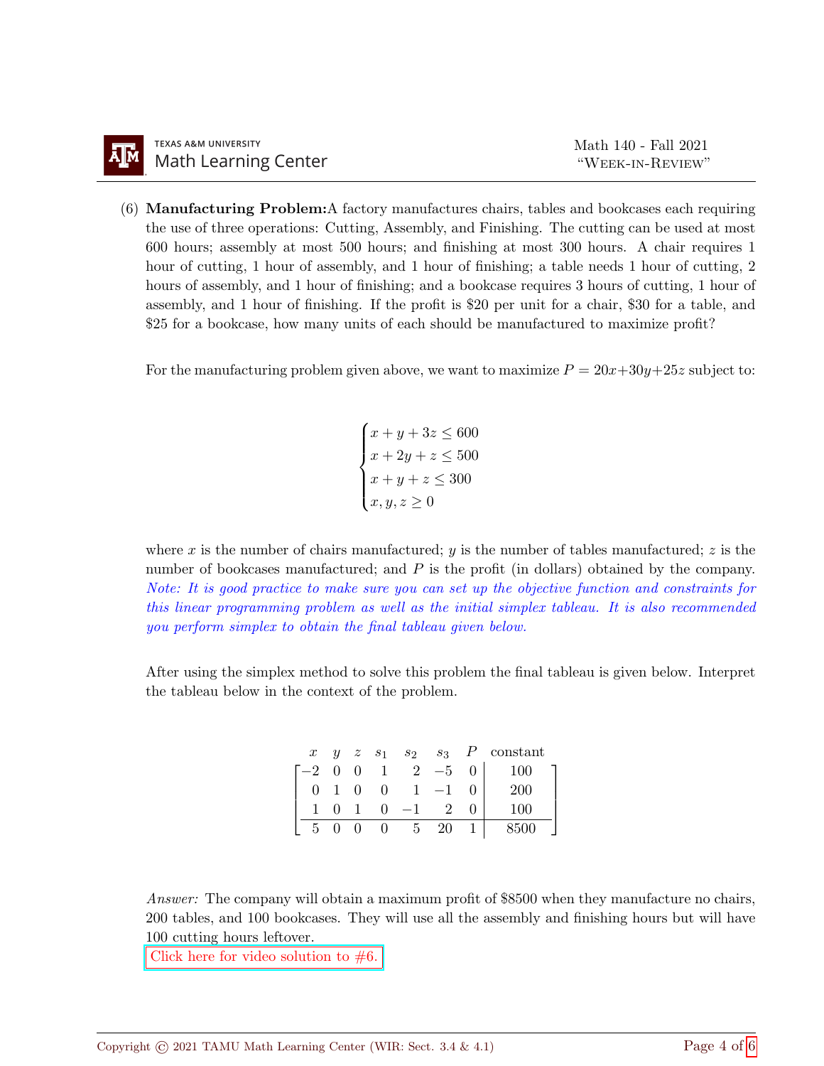(6) **Manufacturing Problem:** A factory manufactures chairs, tables and bookcases each requiring the use of three operations: Cutting, Assembly, and Finishing. The cutting can be used at most 600 hours; assembly at most 500 hours; and finishing at most 300 hours. A chair requires 1 hour of cutting, 1 hour of assembly, and 1 hour of finishing; a table needs 1 hour of cutting, 2 hours of assembly, and 1 hour of finishing; and a bookcase requires 3 hours of cutting, 1 hour of assembly, and 1 hour of finishing. If the profit is \$20 per unit for a chair, \$30 for a table, and \$25 for a bookcase, how many units of each should be manufactured to maximize profit?

For the manufacturing problem given above, we want to maximize $P = 20x + 30y + 25z$ subject to:

$$\begin{cases} x + y + 3z \leq 600 \\ x + 2y + z \leq 500 \\ x + y + z \leq 300 \\ x, y, z \geq 0 \end{cases}$$

where $x$ is the number of chairs manufactured; $y$ is the number of tables manufactured; $z$ is the number of bookcases manufactured; and $P$ is the profit (in dollars) obtained by the company. *Note: It is good practice to make sure you can set up the objective function and constraints for this linear programming problem as well as the initial simplex tableau. It is also recommended you perform simplex to obtain the final tableau given below.*

After using the simplex method to solve this problem the final tableau is given below. Interpret the tableau below in the context of the problem.

$$\begin{array}{c} \begin{matrix} x & y & z & s_1 & s_2 & s_3 & P & \text{constant} \end{matrix} \\ \left[\begin{array}{ccccccc|c} -2 & 0 & 0 & 1 & 2 & -5 & 0 & 100 \\ 0 & 1 & 0 & 0 & 1 & -1 & 0 & 200 \\ 1 & 0 & 1 & 0 & -1 & 2 & 0 & 100 \\ \hline 5 & 0 & 0 & 0 & 5 & 20 & 1 & 8500 \end{array}\right] \end{array}$$

*Answer:* The company will obtain a maximum profit of \$8500 when they manufacture no chairs, 200 tables, and 100 bookcases. They will use all the assembly and finishing hours but will have 100 cutting hours leftover.

Click here for video solution to #6.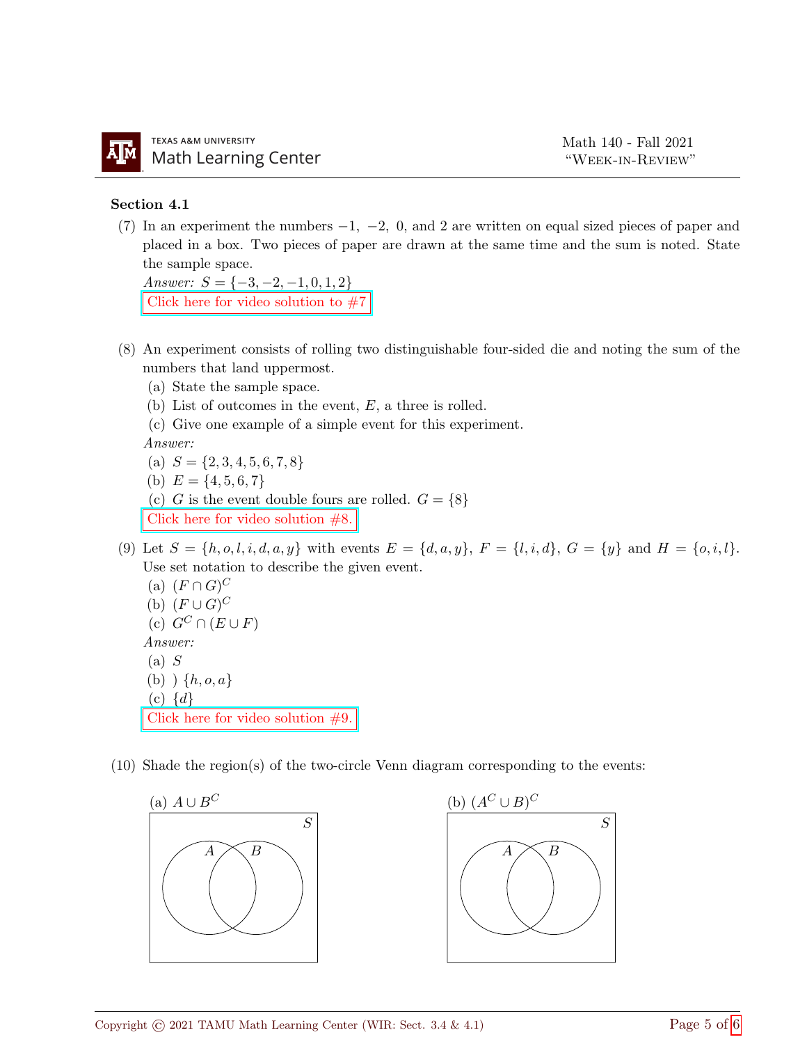## Section 4.1

(7) In an experiment the numbers $-1$, $-2$, $0$, and $2$ are written on equal sized pieces of paper and placed in a box. Two pieces of paper are drawn at the same time and the sum is noted. State the sample space.

*Answer:* $S = \{-3, -2, -1, 0, 1, 2\}$

Click here for video solution to #7

(8) An experiment consists of rolling two distinguishable four-sided die and noting the sum of the numbers that land uppermost.

(a) State the sample space.

(b) List of outcomes in the event, $E$, a three is rolled.

(c) Give one example of a simple event for this experiment.

*Answer:*

(a) $S = \{2, 3, 4, 5, 6, 7, 8\}$

(b) $E = \{4, 5, 6, 7\}$

(c) $G$ is the event double fours are rolled. $G = \{8\}$

Click here for video solution #8.

(9) Let $S = \{h, o, l, i, d, a, y\}$ with events $E = \{d, a, y\}$, $F = \{l, i, d\}$, $G = \{y\}$ and $H = \{o, i, l\}$. Use set notation to describe the given event.

(a) $(F \cap G)^C$

(b) $(F \cup G)^C$

(c) $G^C \cap (E \cup F)$

*Answer:*

(a) $S$

(b) ) $\{h, o, a\}$

(c) $\{d\}$

Click here for video solution #9.

(10) Shade the region(s) of the two-circle Venn diagram corresponding to the events:

(a) $A \cup B^C$

(b) $(A^C \cup B)^C$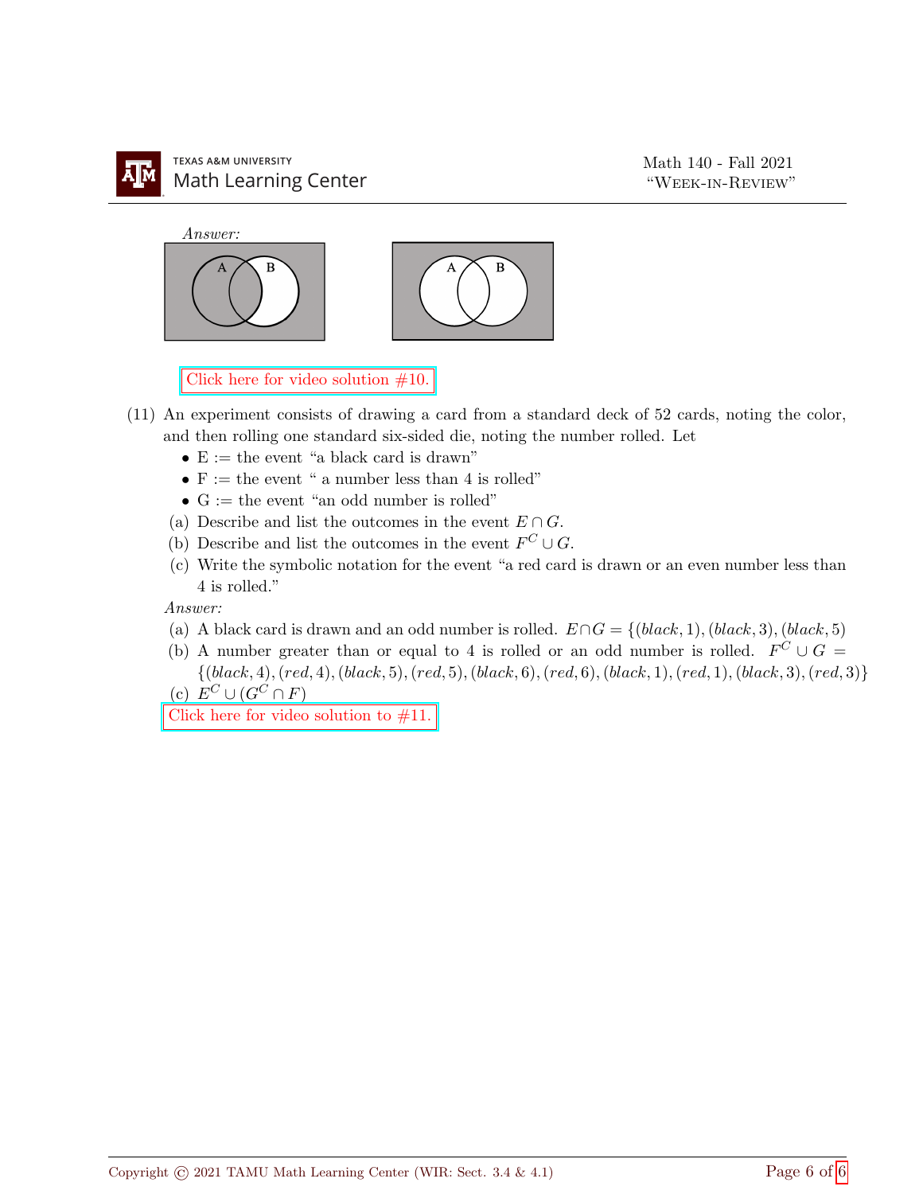*Answer:*

A B

A B

Click here for video solution #10.

(11) An experiment consists of drawing a card from a standard deck of 52 cards, noting the color, and then rolling one standard six-sided die, noting the number rolled. Let

- E := the event "a black card is drawn"
- F := the event " a number less than 4 is rolled"
- G := the event "an odd number is rolled"

(a) Describe and list the outcomes in the event $E \cap G$.

(b) Describe and list the outcomes in the event $F^C \cup G$.

(c) Write the symbolic notation for the event "a red card is drawn or an even number less than 4 is rolled."

*Answer:*

(a) A black card is drawn and an odd number is rolled. $E \cap G = \{(black, 1), (black, 3), (black, 5)$

(b) A number greater than or equal to 4 is rolled or an odd number is rolled. $F^C \cup G = \{(black, 4), (red, 4), (black, 5), (red, 5), (black, 6), (red, 6), (black, 1), (red, 1), (black, 3), (red, 3)\}$

(c) $E^C \cup (G^C \cap F)$

Click here for video solution to #11.